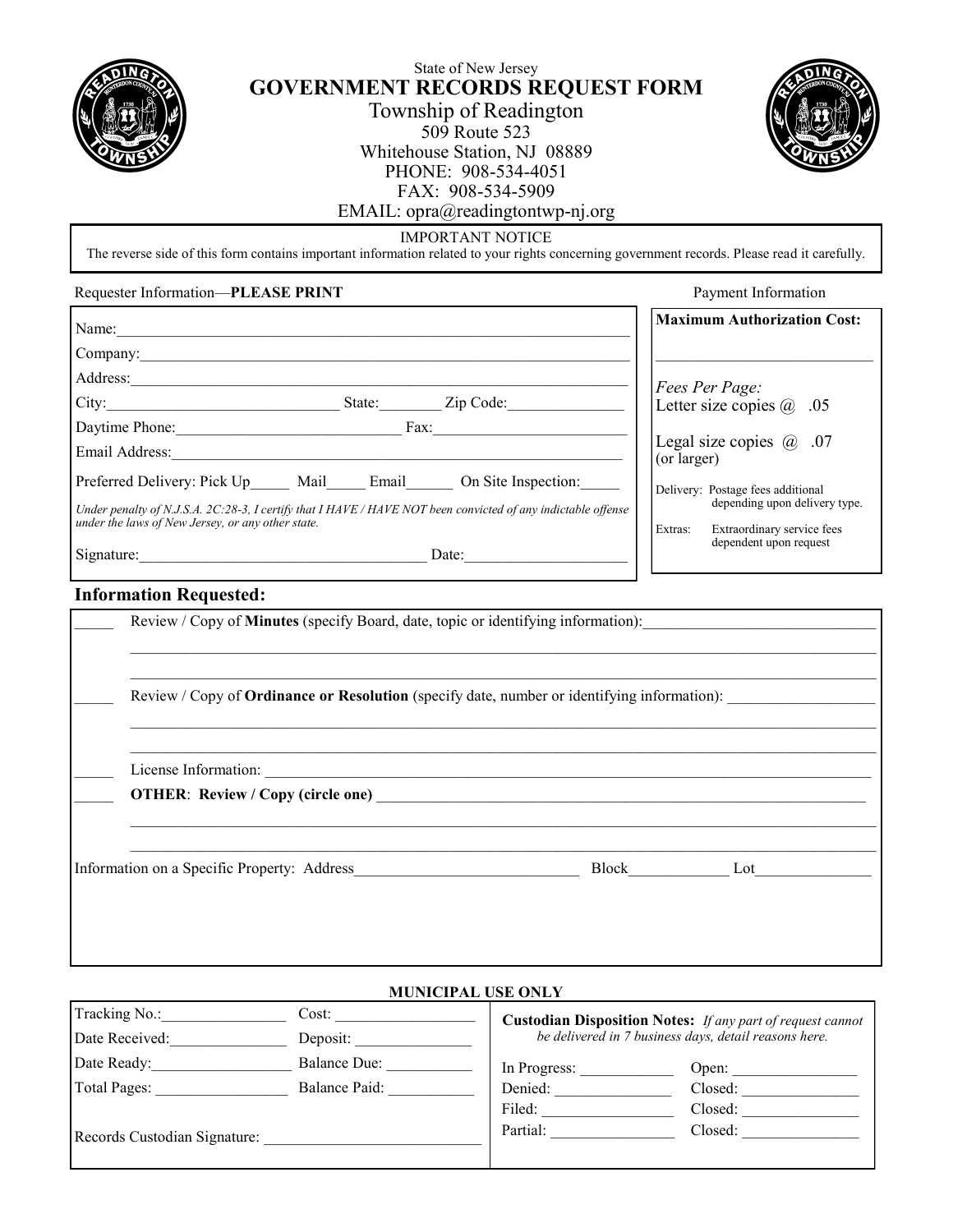State of New Jersey

# GOVERNMENT RECORDS REQUEST FORM

Township of Readington
509 Route 523
Whitehouse Station, NJ 08889
PHONE: 908-534-4051
FAX: 908-534-5909
EMAIL: opra@readingtontwp-nj.org

IMPORTANT NOTICE
The reverse side of this form contains important information related to your rights concerning government records. Please read it carefully.

Requester Information—**PLEASE PRINT**

Name:______________________________________________________________________

Company:___________________________________________________________________

Address:____________________________________________________________________

City:_____________________________ State:________ Zip Code:_______________

Daytime Phone:_____________________________ Fax:__________________________

Email Address:_______________________________________________________________

Preferred Delivery: Pick Up_____ Mail_____ Email______ On Site Inspection:_____

*Under penalty of N.J.S.A. 2C:28-3, I certify that I HAVE / HAVE NOT been convicted of any indictable offense under the laws of New Jersey, or any other state.*

Signature:_____________________________________ Date:_____________________

Payment Information

**Maximum Authorization Cost:**

___________________________

*Fees Per Page:*
Letter size copies @ .05

Legal size copies @ .07
(or larger)

Delivery: Postage fees additional depending upon delivery type.

Extras: Extraordinary service fees dependent upon request

## Information Requested:

_____ Review / Copy of **Minutes** (specify Board, date, topic or identifying information):_____________________________

_____________________________________________________________________________________________

_____________________________________________________________________________________________

_____ Review / Copy of **Ordinance or Resolution** (specify date, number or identifying information): __________________

_____________________________________________________________________________________________

_____________________________________________________________________________________________

_____ License Information: _________________________________________________________________________

_____ **OTHER**: **Review / Copy (circle one)** ______________________________________________________________

_____________________________________________________________________________________________

_____________________________________________________________________________________________

Information on a Specific Property: Address_____________________________ Block_____________ Lot_______________

**MUNICIPAL USE ONLY**

| | | |
|---|---|---|
| Tracking No.:_______________ | Cost: _________________ | **Custodian Disposition Notes:** *If any part of request cannot be delivered in 7 business days, detail reasons here.* |
| Date Received:______________ | Deposit: _______________ | In Progress: ____________ Open: ________________ |
| Date Ready:_________________ | Balance Due: ___________ | Denied: _______________ Closed: _______________ |
| Total Pages: ________________ | Balance Paid: ___________ | Filed: ________________ Closed: _______________ |
| Records Custodian Signature: ___________________________ | | Partial: _______________ Closed: _______________ |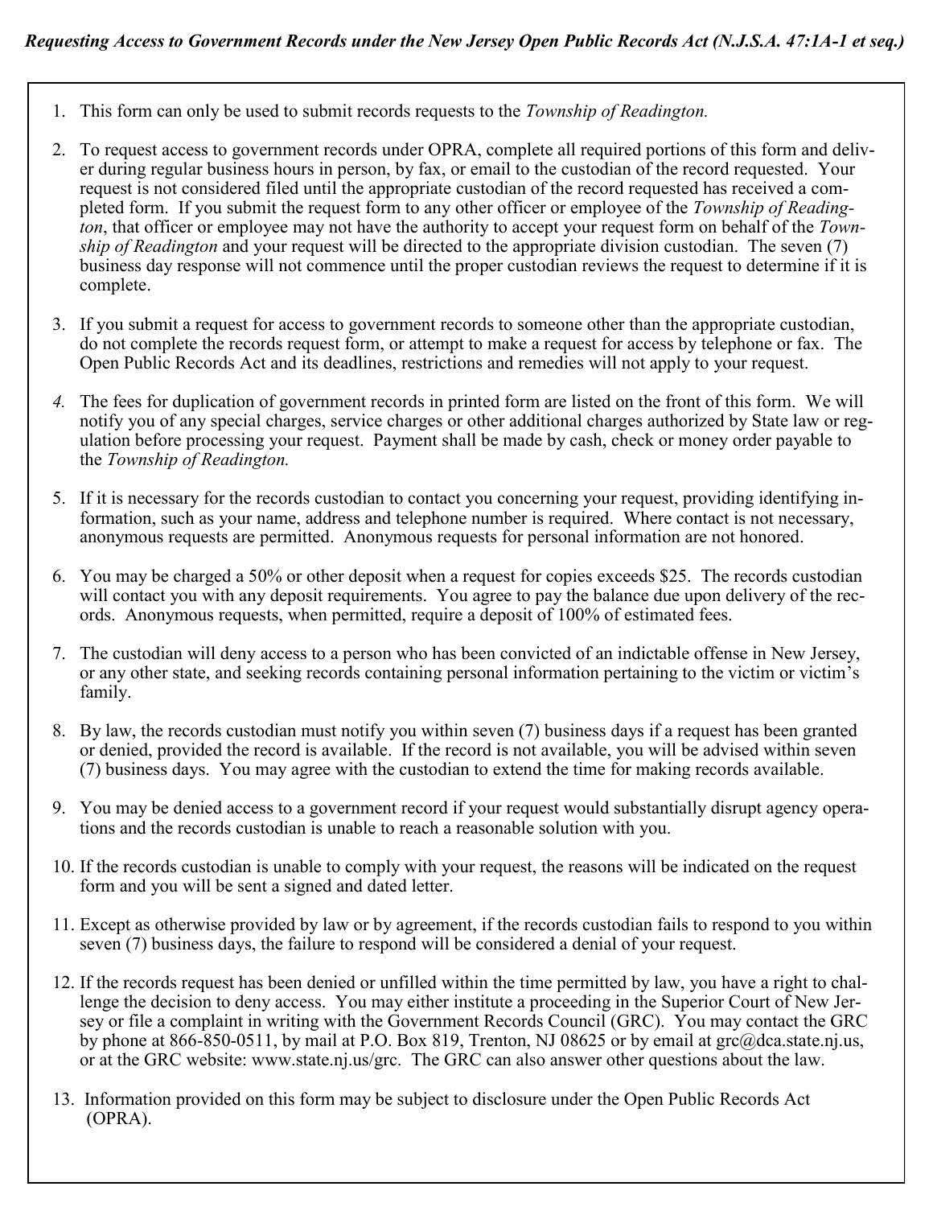*Requesting Access to Government Records under the New Jersey Open Public Records Act (N.J.S.A. 47:1A-1 et seq.)*

1. This form can only be used to submit records requests to the *Township of Readington.*

2. To request access to government records under OPRA, complete all required portions of this form and deliver during regular business hours in person, by fax, or email to the custodian of the record requested. Your request is not considered filed until the appropriate custodian of the record requested has received a completed form. If you submit the request form to any other officer or employee of the *Township of Readington*, that officer or employee may not have the authority to accept your request form on behalf of the *Township of Readington* and your request will be directed to the appropriate division custodian. The seven (7) business day response will not commence until the proper custodian reviews the request to determine if it is complete.

3. If you submit a request for access to government records to someone other than the appropriate custodian, do not complete the records request form, or attempt to make a request for access by telephone or fax. The Open Public Records Act and its deadlines, restrictions and remedies will not apply to your request.

4. The fees for duplication of government records in printed form are listed on the front of this form. We will notify you of any special charges, service charges or other additional charges authorized by State law or regulation before processing your request. Payment shall be made by cash, check or money order payable to the *Township of Readington.*

5. If it is necessary for the records custodian to contact you concerning your request, providing identifying information, such as your name, address and telephone number is required. Where contact is not necessary, anonymous requests are permitted. Anonymous requests for personal information are not honored.

6. You may be charged a 50% or other deposit when a request for copies exceeds $25. The records custodian will contact you with any deposit requirements. You agree to pay the balance due upon delivery of the records. Anonymous requests, when permitted, require a deposit of 100% of estimated fees.

7. The custodian will deny access to a person who has been convicted of an indictable offense in New Jersey, or any other state, and seeking records containing personal information pertaining to the victim or victim's family.

8. By law, the records custodian must notify you within seven (7) business days if a request has been granted or denied, provided the record is available. If the record is not available, you will be advised within seven (7) business days. You may agree with the custodian to extend the time for making records available.

9. You may be denied access to a government record if your request would substantially disrupt agency operations and the records custodian is unable to reach a reasonable solution with you.

10. If the records custodian is unable to comply with your request, the reasons will be indicated on the request form and you will be sent a signed and dated letter.

11. Except as otherwise provided by law or by agreement, if the records custodian fails to respond to you within seven (7) business days, the failure to respond will be considered a denial of your request.

12. If the records request has been denied or unfilled within the time permitted by law, you have a right to challenge the decision to deny access. You may either institute a proceeding in the Superior Court of New Jersey or file a complaint in writing with the Government Records Council (GRC). You may contact the GRC by phone at 866-850-0511, by mail at P.O. Box 819, Trenton, NJ 08625 or by email at grc@dca.state.nj.us, or at the GRC website: www.state.nj.us/grc. The GRC can also answer other questions about the law.

13. Information provided on this form may be subject to disclosure under the Open Public Records Act (OPRA).